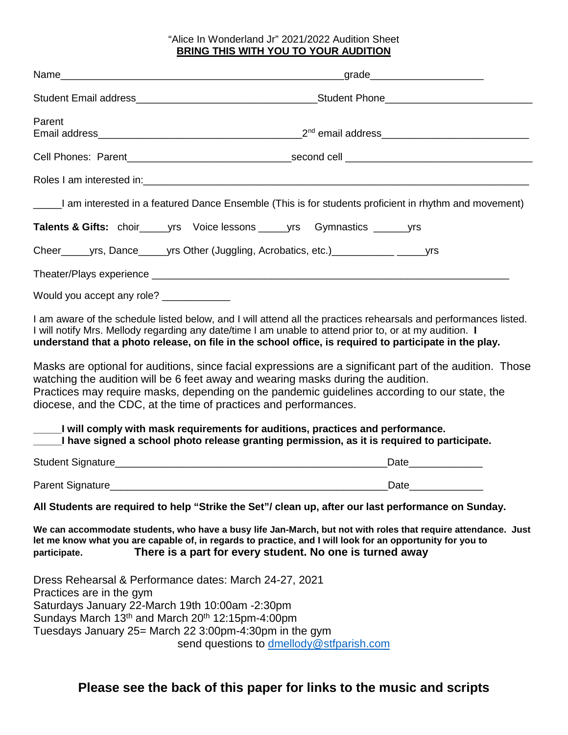"Alice In Wonderland Jr" 2021/2022 Audition Sheet

**BRING THIS WITH YOU TO YOUR AUDITION**

Name_____________________________________________________grade____________________

Student Email address________________________________Student Phone__________________________

Parent
Email address____________________________________2nd email address__________________________

Cell Phones: Parent_____________________________second cell ________________________________

Roles I am interested in:________________________________________________________________________

_____I am interested in a featured Dance Ensemble (This is for students proficient in rhythm and movement)

**Talents & Gifts:** choir_____yrs Voice lessons _____yrs Gymnastics ______yrs

Cheer_____yrs, Dance_____yrs Other (Juggling, Acrobatics, etc.)___________ _____yrs

Theater/Plays experience ________________________________________________________________

Would you accept any role? ____________

I am aware of the schedule listed below, and I will attend all the practices rehearsals and performances listed. I will notify Mrs. Mellody regarding any date/time I am unable to attend prior to, or at my audition. **I understand that a photo release, on file in the school office, is required to participate in the play.**

Masks are optional for auditions, since facial expressions are a significant part of the audition. Those watching the audition will be 6 feet away and wearing masks during the audition.
Practices may require masks, depending on the pandemic guidelines according to our state, the diocese, and the CDC, at the time of practices and performances.

**_____I will comply with mask requirements for auditions, practices and performance.**
**_____I have signed a school photo release granting permission, as it is required to participate.**

Student Signature_________________________________________________Date_____________

Parent Signature__________________________________________________Date_____________

**All Students are required to help "Strike the Set"/ clean up, after our last performance on Sunday.**

**We can accommodate students, who have a busy life Jan-March, but not with roles that require attendance. Just let me know what you are capable of, in regards to practice, and I will look for an opportunity for you to participate.** **There is a part for every student. No one is turned away**

Dress Rehearsal & Performance dates: March 24-27, 2021
Practices are in the gym
Saturdays January 22-March 19th 10:00am -2:30pm
Sundays March 13th and March 20th 12:15pm-4:00pm
Tuesdays January 25= March 22 3:00pm-4:30pm in the gym

send questions to dmellody@stfparish.com

## Please see the back of this paper for links to the music and scripts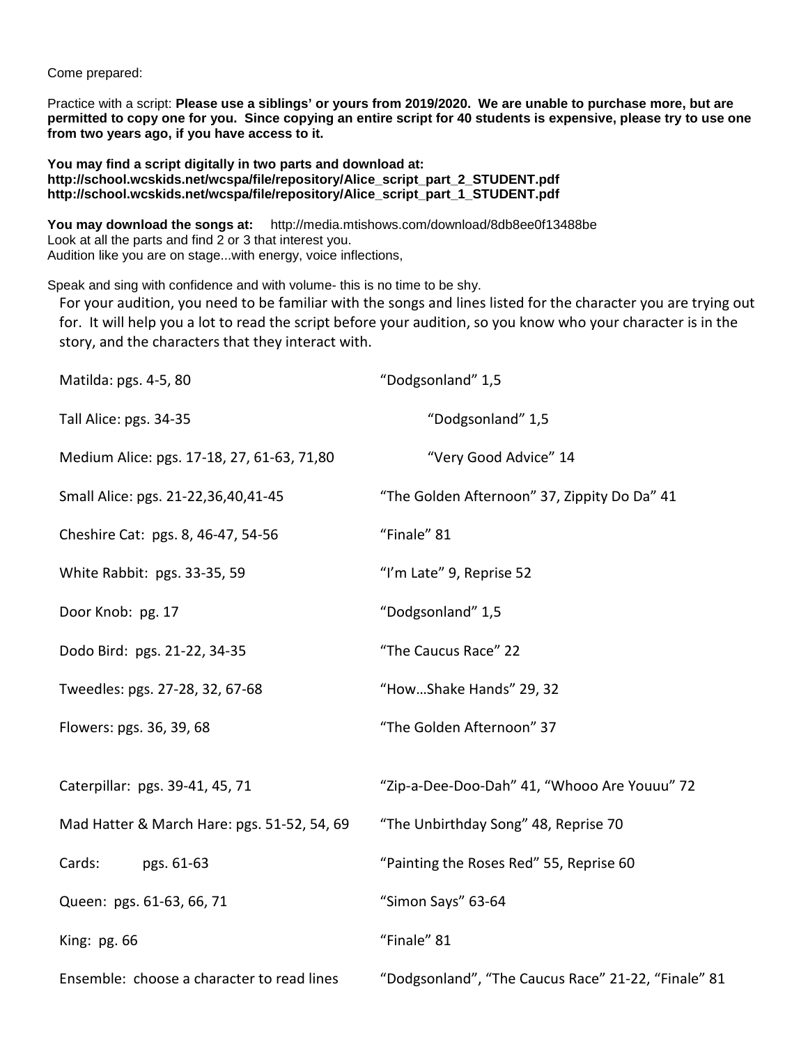Come prepared:

Practice with a script: **Please use a siblings' or yours from 2019/2020. We are unable to purchase more, but are permitted to copy one for you. Since copying an entire script for 40 students is expensive, please try to use one from two years ago, if you have access to it.**

**You may find a script digitally in two parts and download at:**
**http://school.wcskids.net/wcspa/file/repository/Alice_script_part_2_STUDENT.pdf**
**http://school.wcskids.net/wcspa/file/repository/Alice_script_part_1_STUDENT.pdf**

**You may download the songs at:** http://media.mtishows.com/download/8db8ee0f13488be
Look at all the parts and find 2 or 3 that interest you.
Audition like you are on stage...with energy, voice inflections,

Speak and sing with confidence and with volume- this is no time to be shy.

For your audition, you need to be familiar with the songs and lines listed for the character you are trying out for. It will help you a lot to read the script before your audition, so you know who your character is in the story, and the characters that they interact with.

| | |
|---|---|
| Matilda: pgs. 4-5, 80 | "Dodgsonland" 1,5 |
| Tall Alice: pgs. 34-35 | "Dodgsonland" 1,5 |
| Medium Alice: pgs. 17-18, 27, 61-63, 71,80 | "Very Good Advice" 14 |
| Small Alice: pgs. 21-22,36,40,41-45 | "The Golden Afternoon" 37, Zippity Do Da" 41 |
| Cheshire Cat: pgs. 8, 46-47, 54-56 | "Finale" 81 |
| White Rabbit: pgs. 33-35, 59 | "I'm Late" 9, Reprise 52 |
| Door Knob: pg. 17 | "Dodgsonland" 1,5 |
| Dodo Bird: pgs. 21-22, 34-35 | "The Caucus Race" 22 |
| Tweedles: pgs. 27-28, 32, 67-68 | "How…Shake Hands" 29, 32 |
| Flowers: pgs. 36, 39, 68 | "The Golden Afternoon" 37 |
| Caterpillar: pgs. 39-41, 45, 71 | "Zip-a-Dee-Doo-Dah" 41, "Whooo Are Youuu" 72 |
| Mad Hatter & March Hare: pgs. 51-52, 54, 69 | "The Unbirthday Song" 48, Reprise 70 |
| Cards: pgs. 61-63 | "Painting the Roses Red" 55, Reprise 60 |
| Queen: pgs. 61-63, 66, 71 | "Simon Says" 63-64 |
| King: pg. 66 | "Finale" 81 |
| Ensemble: choose a character to read lines | "Dodgsonland", "The Caucus Race" 21-22, "Finale" 81 |